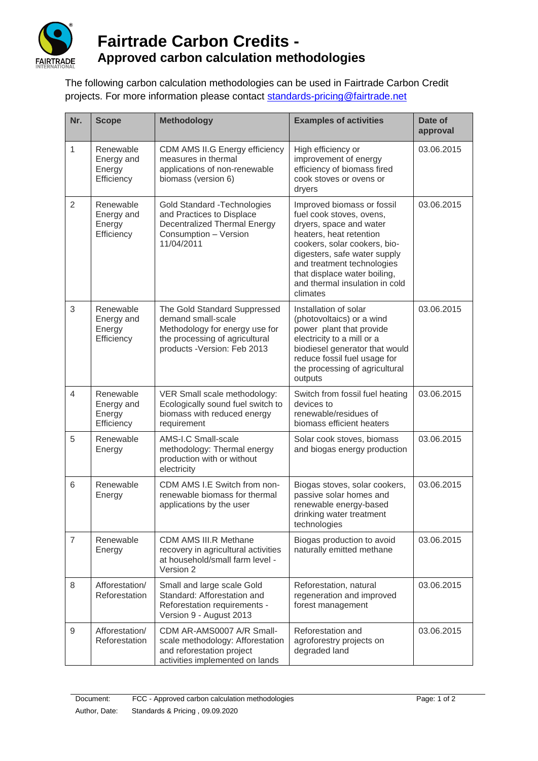# Fairtrade Carbon Credits -
## Approved carbon calculation methodologies

The following carbon calculation methodologies can be used in Fairtrade Carbon Credit projects. For more information please contact standards-pricing@fairtrade.net

| Nr. | Scope | Methodology | Examples of activities | Date of approval |
|---|---|---|---|---|
| 1 | Renewable Energy and Energy Efficiency | CDM AMS II.G Energy efficiency measures in thermal applications of non-renewable biomass (version 6) | High efficiency or improvement of energy efficiency of biomass fired cook stoves or ovens or dryers | 03.06.2015 |
| 2 | Renewable Energy and Energy Efficiency | Gold Standard -Technologies and Practices to Displace Decentralized Thermal Energy Consumption – Version 11/04/2011 | Improved biomass or fossil fuel cook stoves, ovens, dryers, space and water heaters, heat retention cookers, solar cookers, bio-digesters, safe water supply and treatment technologies that displace water boiling, and thermal insulation in cold climates | 03.06.2015 |
| 3 | Renewable Energy and Energy Efficiency | The Gold Standard Suppressed demand small-scale Methodology for energy use for the processing of agricultural products -Version: Feb 2013 | Installation of solar (photovoltaics) or a wind power plant that provide electricity to a mill or a biodiesel generator that would reduce fossil fuel usage for the processing of agricultural outputs | 03.06.2015 |
| 4 | Renewable Energy and Energy Efficiency | VER Small scale methodology: Ecologically sound fuel switch to biomass with reduced energy requirement | Switch from fossil fuel heating devices to renewable/residues of biomass efficient heaters | 03.06.2015 |
| 5 | Renewable Energy | AMS-I.C Small-scale methodology: Thermal energy production with or without electricity | Solar cook stoves, biomass and biogas energy production | 03.06.2015 |
| 6 | Renewable Energy | CDM AMS I.E Switch from non-renewable biomass for thermal applications by the user | Biogas stoves, solar cookers, passive solar homes and renewable energy-based drinking water treatment technologies | 03.06.2015 |
| 7 | Renewable Energy | CDM AMS III.R Methane recovery in agricultural activities at household/small farm level - Version 2 | Biogas production to avoid naturally emitted methane | 03.06.2015 |
| 8 | Afforestation/ Reforestation | Small and large scale Gold Standard: Afforestation and Reforestation requirements - Version 9 - August 2013 | Reforestation, natural regeneration and improved forest management | 03.06.2015 |
| 9 | Afforestation/ Reforestation | CDM AR-AMS0007 A/R Small-scale methodology: Afforestation and reforestation project activities implemented on lands | Reforestation and agroforestry projects on degraded land | 03.06.2015 |

Document: FCC - Approved carbon calculation methodologies
Author, Date: Standards & Pricing , 09.09.2020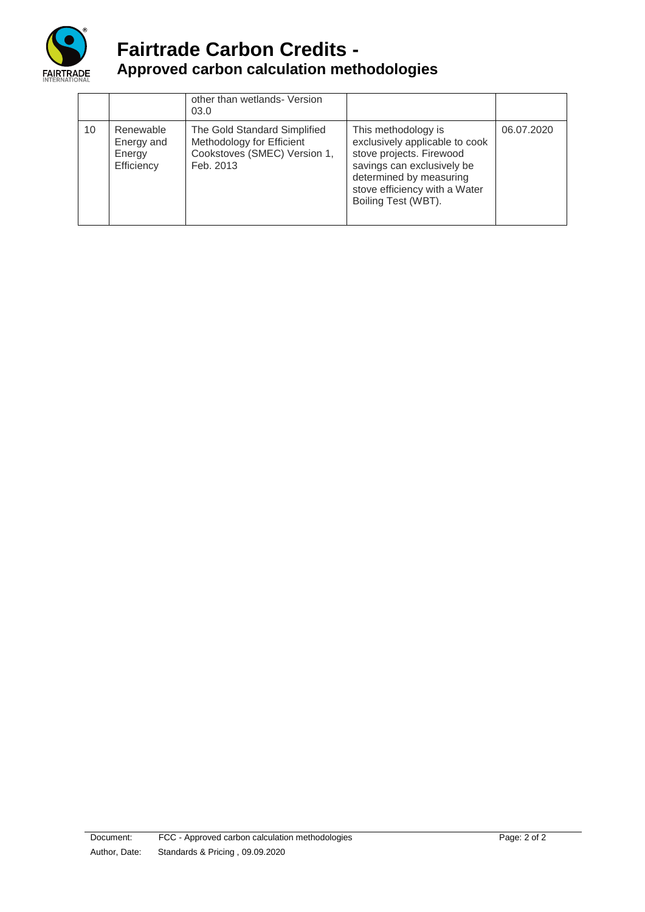| | | | | |
|---|---|---|---|---|
| | | other than wetlands- Version 03.0 | | |
| 10 | Renewable Energy and Energy Efficiency | The Gold Standard Simplified Methodology for Efficient Cookstoves (SMEC) Version 1, Feb. 2013 | This methodology is exclusively applicable to cook stove projects. Firewood savings can exclusively be determined by measuring stove efficiency with a Water Boiling Test (WBT). | 06.07.2020 |